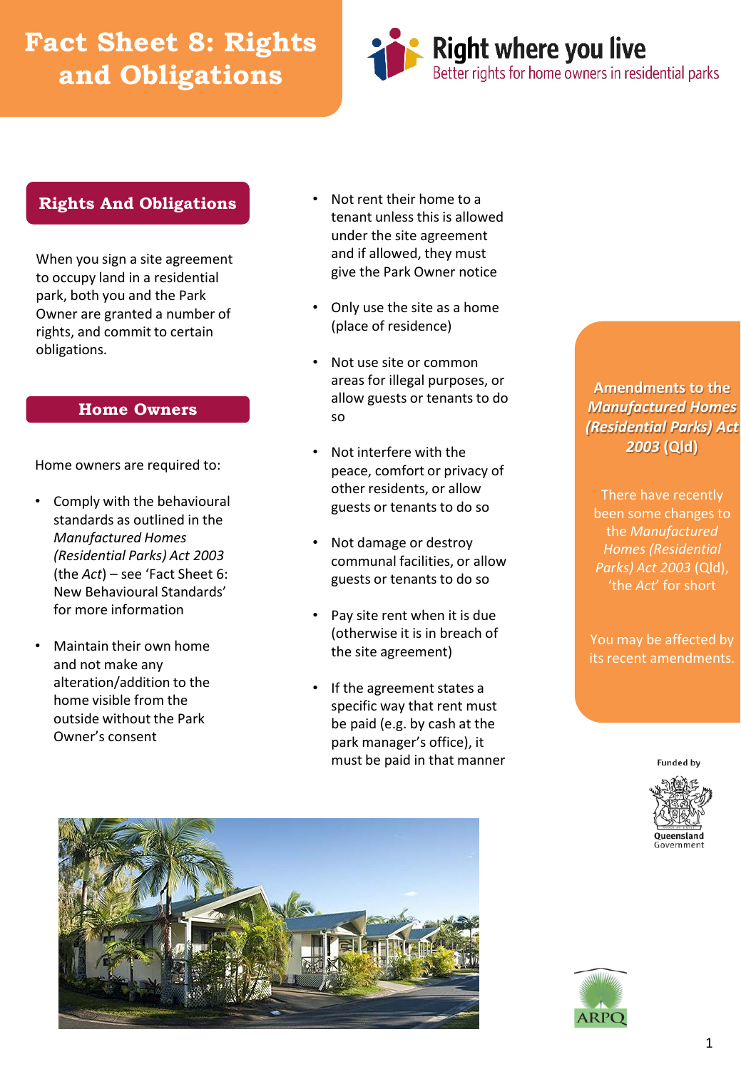# Fact Sheet 8: Rights and Obligations

**Right where you live**
Better rights for home owners in residential parks

## Rights And Obligations

When you sign a site agreement to occupy land in a residential park, both you and the Park Owner are granted a number of rights, and commit to certain obligations.

### Home Owners

Home owners are required to:

- Comply with the behavioural standards as outlined in the *Manufactured Homes (Residential Parks) Act 2003* (the *Act*) – see 'Fact Sheet 6: New Behavioural Standards' for more information
- Maintain their own home and not make any alteration/addition to the home visible from the outside without the Park Owner's consent
- Not rent their home to a tenant unless this is allowed under the site agreement and if allowed, they must give the Park Owner notice
- Only use the site as a home (place of residence)
- Not use site or common areas for illegal purposes, or allow guests or tenants to do so
- Not interfere with the peace, comfort or privacy of other residents, or allow guests or tenants to do so
- Not damage or destroy communal facilities, or allow guests or tenants to do so
- Pay site rent when it is due (otherwise it is in breach of the site agreement)
- If the agreement states a specific way that rent must be paid (e.g. by cash at the park manager's office), it must be paid in that manner

**Amendments to the *Manufactured Homes (Residential Parks) Act 2003* (Qld)**

There have recently been some changes to the *Manufactured Homes (Residential Parks) Act 2003* (Qld), 'the *Act*' for short

You may be affected by its recent amendments.

Funded by Queensland Government

ARPQ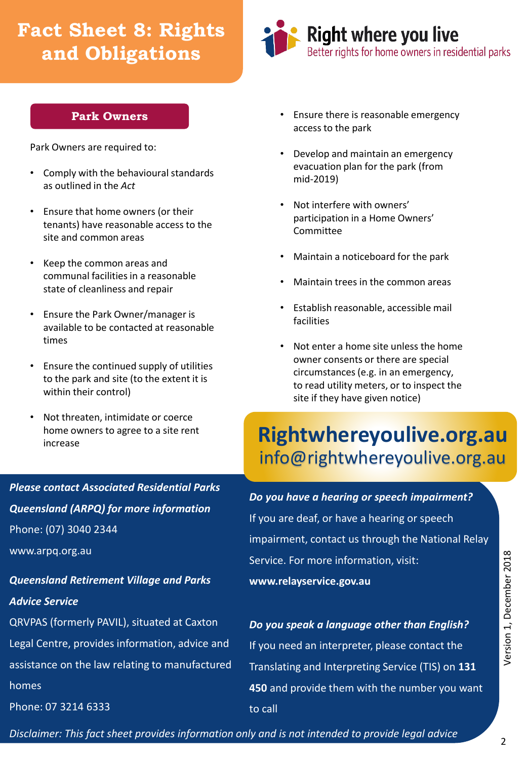# Fact Sheet 8: Rights and Obligations

**Right where you live**
Better rights for home owners in residential parks

## Park Owners

Park Owners are required to:

- Comply with the behavioural standards as outlined in the *Act*
- Ensure that home owners (or their tenants) have reasonable access to the site and common areas
- Keep the common areas and communal facilities in a reasonable state of cleanliness and repair
- Ensure the Park Owner/manager is available to be contacted at reasonable times
- Ensure the continued supply of utilities to the park and site (to the extent it is within their control)
- Not threaten, intimidate or coerce home owners to agree to a site rent increase
- Ensure there is reasonable emergency access to the park
- Develop and maintain an emergency evacuation plan for the park (from mid-2019)
- Not interfere with owners' participation in a Home Owners' Committee
- Maintain a noticeboard for the park
- Maintain trees in the common areas
- Establish reasonable, accessible mail facilities
- Not enter a home site unless the home owner consents or there are special circumstances (e.g. in an emergency, to read utility meters, or to inspect the site if they have given notice)

**Rightwhereyoulive.org.au**
info@rightwhereyoulive.org.au

***Please contact Associated Residential Parks Queensland (ARPQ) for more information***

Phone: (07) 3040 2344

www.arpq.org.au

***Queensland Retirement Village and Parks Advice Service***

QRVPAS (formerly PAVIL), situated at Caxton Legal Centre, provides information, advice and assistance on the law relating to manufactured homes

Phone: 07 3214 6333

***Do you have a hearing or speech impairment?***

If you are deaf, or have a hearing or speech impairment, contact us through the National Relay Service. For more information, visit: **www.relayservice.gov.au**

***Do you speak a language other than English?***

If you need an interpreter, please contact the Translating and Interpreting Service (TIS) on **131 450** and provide them with the number you want to call

Version 1, December 2018

*Disclaimer: This fact sheet provides information only and is not intended to provide legal advice*